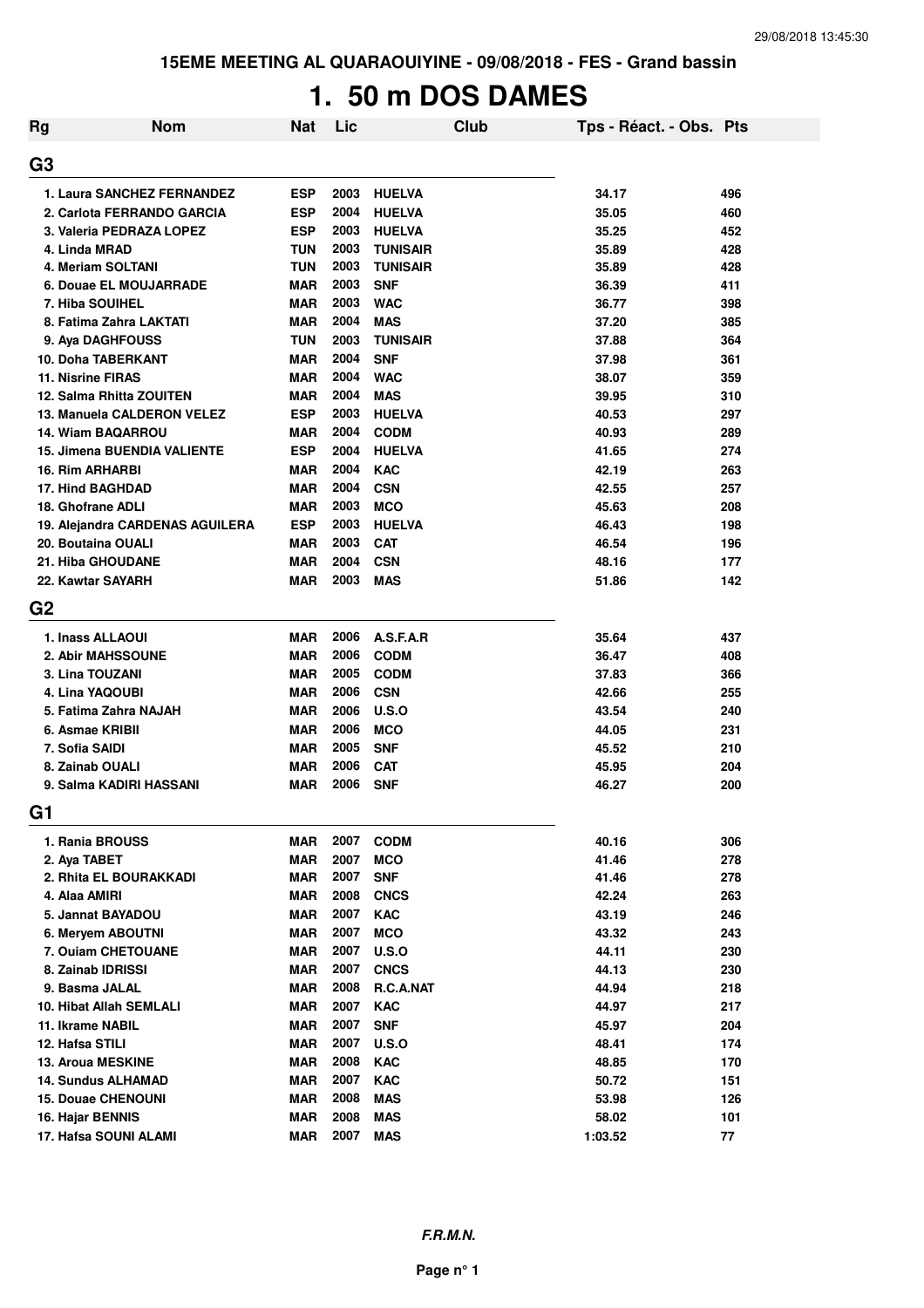**15EME MEETING AL QUARAOUIYINE - 09/08/2018 - FES - Grand bassin**

# 1. 50 m DOS DAMES

| Rg | Nom | Nat | Lic | Club | Tps - Réact. - Obs. | Pts |
|---|---|---|---|---|---|---|
| **G3** | | | | | | |
| 1. | Laura SANCHEZ FERNANDEZ | ESP | 2003 | HUELVA | 34.17 | 496 |
| 2. | Carlota FERRANDO GARCIA | ESP | 2004 | HUELVA | 35.05 | 460 |
| 3. | Valeria PEDRAZA LOPEZ | ESP | 2003 | HUELVA | 35.25 | 452 |
| 4. | Linda MRAD | TUN | 2003 | TUNISAIR | 35.89 | 428 |
| 4. | Meriam SOLTANI | TUN | 2003 | TUNISAIR | 35.89 | 428 |
| 6. | Douae EL MOUJARRADE | MAR | 2003 | SNF | 36.39 | 411 |
| 7. | Hiba SOUIHEL | MAR | 2003 | WAC | 36.77 | 398 |
| 8. | Fatima Zahra LAKTATI | MAR | 2004 | MAS | 37.20 | 385 |
| 9. | Aya DAGHFOUSS | TUN | 2003 | TUNISAIR | 37.88 | 364 |
| 10. | Doha TABERKANT | MAR | 2004 | SNF | 37.98 | 361 |
| 11. | Nisrine FIRAS | MAR | 2004 | WAC | 38.07 | 359 |
| 12. | Salma Rhitta ZOUITEN | MAR | 2004 | MAS | 39.95 | 310 |
| 13. | Manuela CALDERON VELEZ | ESP | 2003 | HUELVA | 40.53 | 297 |
| 14. | Wiam BAQARROU | MAR | 2004 | CODM | 40.93 | 289 |
| 15. | Jimena BUENDIA VALIENTE | ESP | 2004 | HUELVA | 41.65 | 274 |
| 16. | Rim ARHARBI | MAR | 2004 | KAC | 42.19 | 263 |
| 17. | Hind BAGHDAD | MAR | 2004 | CSN | 42.55 | 257 |
| 18. | Ghofrane ADLI | MAR | 2003 | MCO | 45.63 | 208 |
| 19. | Alejandra CARDENAS AGUILERA | ESP | 2003 | HUELVA | 46.43 | 198 |
| 20. | Boutaina OUALI | MAR | 2003 | CAT | 46.54 | 196 |
| 21. | Hiba GHOUDANE | MAR | 2004 | CSN | 48.16 | 177 |
| 22. | Kawtar SAYARH | MAR | 2003 | MAS | 51.86 | 142 |
| **G2** | | | | | | |
| 1. | Inass ALLAOUI | MAR | 2006 | A.S.F.A.R | 35.64 | 437 |
| 2. | Abir MAHSSOUNE | MAR | 2006 | CODM | 36.47 | 408 |
| 3. | Lina TOUZANI | MAR | 2005 | CODM | 37.83 | 366 |
| 4. | Lina YAQOUBI | MAR | 2006 | CSN | 42.66 | 255 |
| 5. | Fatima Zahra NAJAH | MAR | 2006 | U.S.O | 43.54 | 240 |
| 6. | Asmae KRIBII | MAR | 2006 | MCO | 44.05 | 231 |
| 7. | Sofia SAIDI | MAR | 2005 | SNF | 45.52 | 210 |
| 8. | Zainab OUALI | MAR | 2006 | CAT | 45.95 | 204 |
| 9. | Salma KADIRI HASSANI | MAR | 2006 | SNF | 46.27 | 200 |
| **G1** | | | | | | |
| 1. | Rania BROUSS | MAR | 2007 | CODM | 40.16 | 306 |
| 2. | Aya TABET | MAR | 2007 | MCO | 41.46 | 278 |
| 2. | Rhita EL BOURAKKADI | MAR | 2007 | SNF | 41.46 | 278 |
| 4. | Alaa AMIRI | MAR | 2008 | CNCS | 42.24 | 263 |
| 5. | Jannat BAYADOU | MAR | 2007 | KAC | 43.19 | 246 |
| 6. | Meryem ABOUTNI | MAR | 2007 | MCO | 43.32 | 243 |
| 7. | Ouiam CHETOUANE | MAR | 2007 | U.S.O | 44.11 | 230 |
| 8. | Zainab IDRISSI | MAR | 2007 | CNCS | 44.13 | 230 |
| 9. | Basma JALAL | MAR | 2008 | R.C.A.NAT | 44.94 | 218 |
| 10. | Hibat Allah SEMLALI | MAR | 2007 | KAC | 44.97 | 217 |
| 11. | Ikrame NABIL | MAR | 2007 | SNF | 45.97 | 204 |
| 12. | Hafsa STILI | MAR | 2007 | U.S.O | 48.41 | 174 |
| 13. | Aroua MESKINE | MAR | 2008 | KAC | 48.85 | 170 |
| 14. | Sundus ALHAMAD | MAR | 2007 | KAC | 50.72 | 151 |
| 15. | Douae CHENOUNI | MAR | 2008 | MAS | 53.98 | 126 |
| 16. | Hajar BENNIS | MAR | 2008 | MAS | 58.02 | 101 |
| 17. | Hafsa SOUNI ALAMI | MAR | 2007 | MAS | 1:03.52 | 77 |

***F.R.M.N.***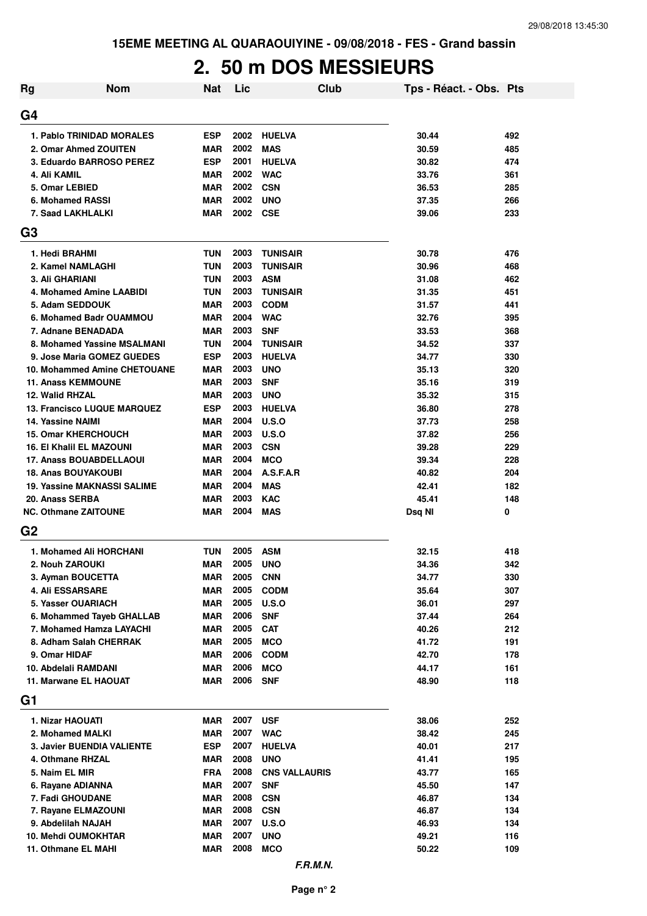15EME MEETING AL QUARAOUIYINE - 09/08/2018 - FES - Grand bassin

# 2. 50 m DOS MESSIEURS

| Rg | Nom | Nat | Lic | Club | Tps - Réact. - Obs. | Pts |
|---|---|---|---|---|---|---|
| **G4** | | | | | | |
| 1. | Pablo TRINIDAD MORALES | ESP | 2002 | HUELVA | 30.44 | 492 |
| 2. | Omar Ahmed ZOUITEN | MAR | 2002 | MAS | 30.59 | 485 |
| 3. | Eduardo BARROSO PEREZ | ESP | 2001 | HUELVA | 30.82 | 474 |
| 4. | Ali KAMIL | MAR | 2002 | WAC | 33.76 | 361 |
| 5. | Omar LEBIED | MAR | 2002 | CSN | 36.53 | 285 |
| 6. | Mohamed RASSI | MAR | 2002 | UNO | 37.35 | 266 |
| 7. | Saad LAKHLALKI | MAR | 2002 | CSE | 39.06 | 233 |
| **G3** | | | | | | |
| 1. | Hedi BRAHMI | TUN | 2003 | TUNISAIR | 30.78 | 476 |
| 2. | Kamel NAMLAGHI | TUN | 2003 | TUNISAIR | 30.96 | 468 |
| 3. | Ali GHARIANI | TUN | 2003 | ASM | 31.08 | 462 |
| 4. | Mohamed Amine LAABIDI | TUN | 2003 | TUNISAIR | 31.35 | 451 |
| 5. | Adam SEDDOUK | MAR | 2003 | CODM | 31.57 | 441 |
| 6. | Mohamed Badr OUAMMOU | MAR | 2004 | WAC | 32.76 | 395 |
| 7. | Adnane BENADADA | MAR | 2003 | SNF | 33.53 | 368 |
| 8. | Mohamed Yassine MSALMANI | TUN | 2004 | TUNISAIR | 34.52 | 337 |
| 9. | Jose Maria GOMEZ GUEDES | ESP | 2003 | HUELVA | 34.77 | 330 |
| 10. | Mohammed Amine CHETOUANE | MAR | 2003 | UNO | 35.13 | 320 |
| 11. | Anass KEMMOUNE | MAR | 2003 | SNF | 35.16 | 319 |
| 12. | Walid RHZAL | MAR | 2003 | UNO | 35.32 | 315 |
| 13. | Francisco LUQUE MARQUEZ | ESP | 2003 | HUELVA | 36.80 | 278 |
| 14. | Yassine NAIMI | MAR | 2004 | U.S.O | 37.73 | 258 |
| 15. | Omar KHERCHOUCH | MAR | 2003 | U.S.O | 37.82 | 256 |
| 16. | El Khalil EL MAZOUNI | MAR | 2003 | CSN | 39.28 | 229 |
| 17. | Anass BOUABDELLAOUI | MAR | 2004 | MCO | 39.34 | 228 |
| 18. | Anas BOUYAKOUBI | MAR | 2004 | A.S.F.A.R | 40.82 | 204 |
| 19. | Yassine MAKNASSI SALIME | MAR | 2004 | MAS | 42.41 | 182 |
| 20. | Anass SERBA | MAR | 2003 | KAC | 45.41 | 148 |
| NC. | Othmane ZAITOUNE | MAR | 2004 | MAS | Dsq NI | 0 |
| **G2** | | | | | | |
| 1. | Mohamed Ali HORCHANI | TUN | 2005 | ASM | 32.15 | 418 |
| 2. | Nouh ZAROUKI | MAR | 2005 | UNO | 34.36 | 342 |
| 3. | Ayman BOUCETTA | MAR | 2005 | CNN | 34.77 | 330 |
| 4. | Ali ESSARSARE | MAR | 2005 | CODM | 35.64 | 307 |
| 5. | Yasser OUARIACH | MAR | 2005 | U.S.O | 36.01 | 297 |
| 6. | Mohammed Tayeb GHALLAB | MAR | 2006 | SNF | 37.44 | 264 |
| 7. | Mohamed Hamza LAYACHI | MAR | 2005 | CAT | 40.26 | 212 |
| 8. | Adham Salah CHERRAK | MAR | 2005 | MCO | 41.72 | 191 |
| 9. | Omar HIDAF | MAR | 2006 | CODM | 42.70 | 178 |
| 10. | Abdelali RAMDANI | MAR | 2006 | MCO | 44.17 | 161 |
| 11. | Marwane EL HAOUAT | MAR | 2006 | SNF | 48.90 | 118 |
| **G1** | | | | | | |
| 1. | Nizar HAOUATI | MAR | 2007 | USF | 38.06 | 252 |
| 2. | Mohamed MALKI | MAR | 2007 | WAC | 38.42 | 245 |
| 3. | Javier BUENDIA VALIENTE | ESP | 2007 | HUELVA | 40.01 | 217 |
| 4. | Othmane RHZAL | MAR | 2008 | UNO | 41.41 | 195 |
| 5. | Naim EL MIR | FRA | 2008 | CNS VALLAURIS | 43.77 | 165 |
| 6. | Rayane ADIANNA | MAR | 2007 | SNF | 45.50 | 147 |
| 7. | Fadi GHOUDANE | MAR | 2008 | CSN | 46.87 | 134 |
| 7. | Rayane ELMAZOUNI | MAR | 2008 | CSN | 46.87 | 134 |
| 9. | Abdelilah NAJAH | MAR | 2007 | U.S.O | 46.93 | 134 |
| 10. | Mehdi OUMOKHTAR | MAR | 2007 | UNO | 49.21 | 116 |
| 11. | Othmane EL MAHI | MAR | 2008 | MCO | 50.22 | 109 |

*F.R.M.N.*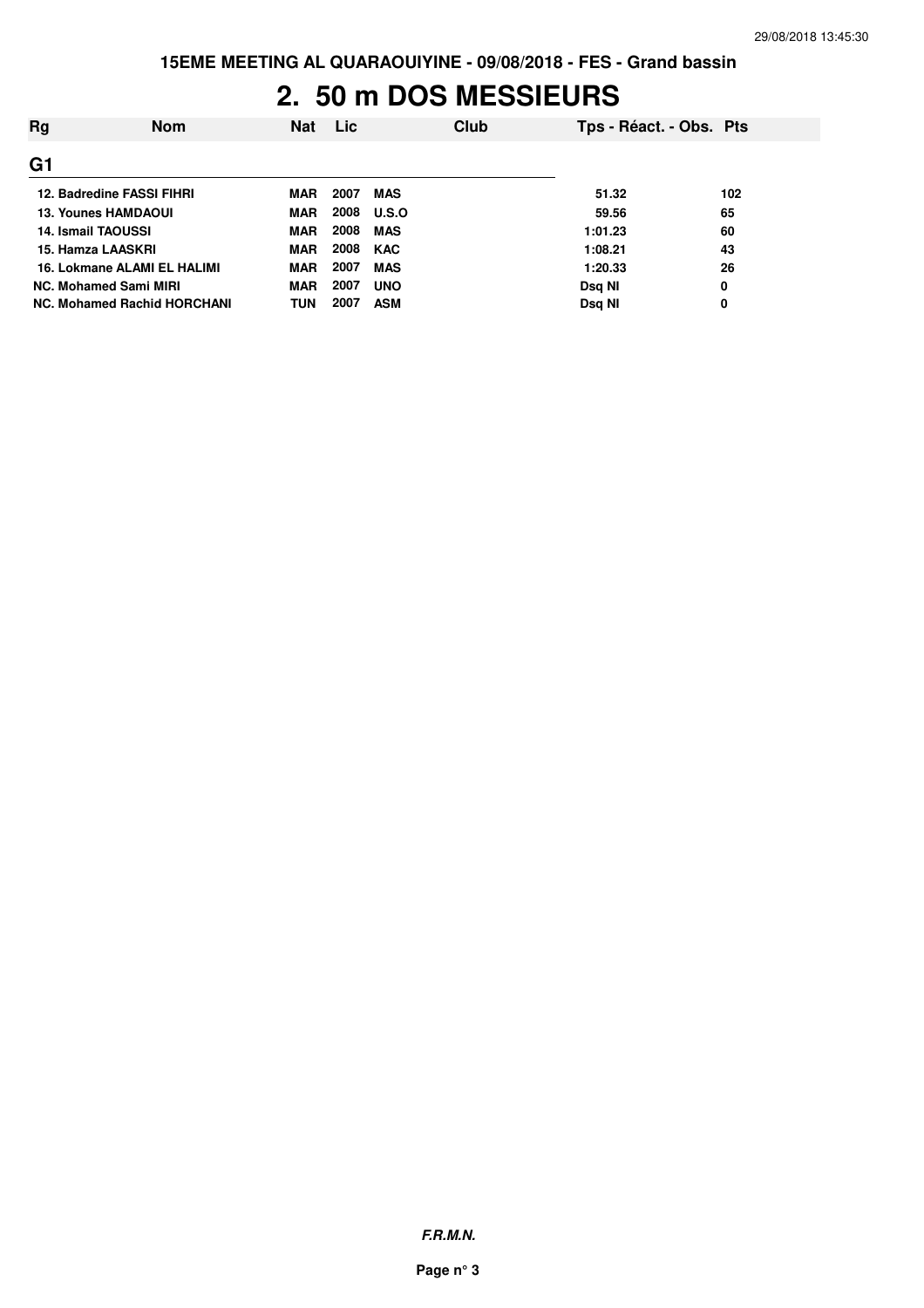15EME MEETING AL QUARAOUIYINE - 09/08/2018 - FES - Grand bassin

# 2. 50 m DOS MESSIEURS

| Rg | Nom | Nat | Lic | Club | Tps - Réact. - Obs. | Pts |
|---|---|---|---|---|---|---|
| **G1** | | | | | | |
| 12. | Badredine FASSI FIHRI | MAR | 2007 | MAS | 51.32 | 102 |
| 13. | Younes HAMDAOUI | MAR | 2008 | U.S.O | 59.56 | 65 |
| 14. | Ismail TAOUSSI | MAR | 2008 | MAS | 1:01.23 | 60 |
| 15. | Hamza LAASKRI | MAR | 2008 | KAC | 1:08.21 | 43 |
| 16. | Lokmane ALAMI EL HALIMI | MAR | 2007 | MAS | 1:20.33 | 26 |
| NC. | Mohamed Sami MIRI | MAR | 2007 | UNO | Dsq NI | 0 |
| NC. | Mohamed Rachid HORCHANI | TUN | 2007 | ASM | Dsq NI | 0 |

*F.R.M.N.*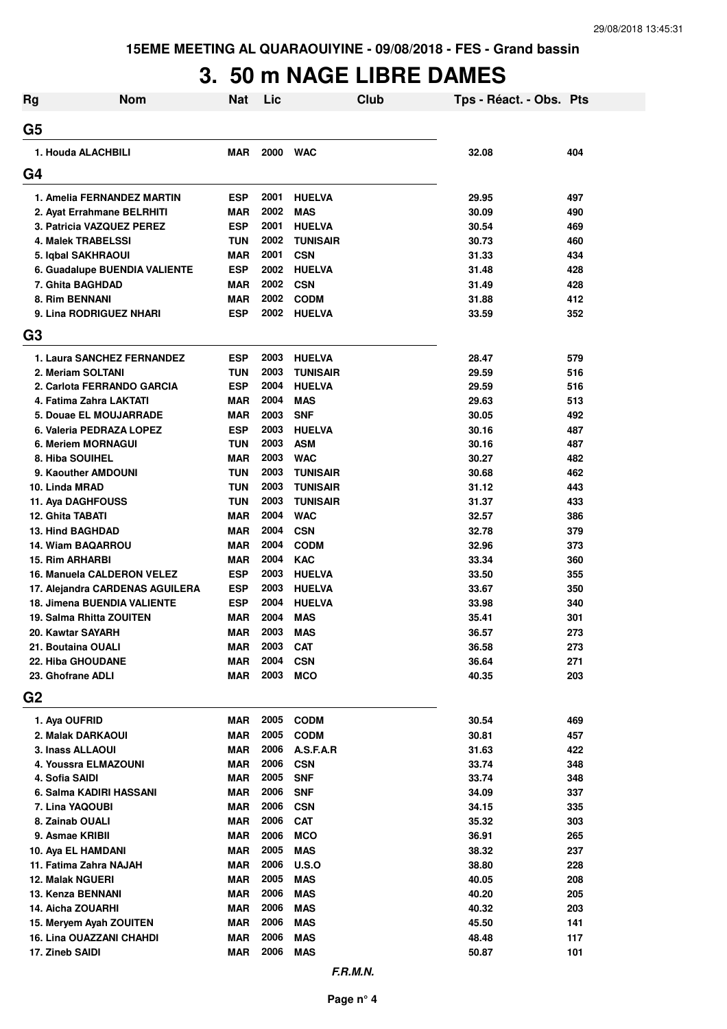15EME MEETING AL QUARAOUIYINE - 09/08/2018 - FES - Grand bassin

# 3. 50 m NAGE LIBRE DAMES

| Rg | Nom | Nat | Lic | Club | Tps - Réact. - Obs. | Pts |
|---|---|---|---|---|---|---|
| **G5** | | | | | | |
| 1. | Houda ALACHBILI | MAR | 2000 | WAC | 32.08 | 404 |
| **G4** | | | | | | |
| 1. | Amelia FERNANDEZ MARTIN | ESP | 2001 | HUELVA | 29.95 | 497 |
| 2. | Ayat Errahmane BELRHITI | MAR | 2002 | MAS | 30.09 | 490 |
| 3. | Patricia VAZQUEZ PEREZ | ESP | 2001 | HUELVA | 30.54 | 469 |
| 4. | Malek TRABELSSI | TUN | 2002 | TUNISAIR | 30.73 | 460 |
| 5. | Iqbal SAKHRAOUI | MAR | 2001 | CSN | 31.33 | 434 |
| 6. | Guadalupe BUENDIA VALIENTE | ESP | 2002 | HUELVA | 31.48 | 428 |
| 7. | Ghita BAGHDAD | MAR | 2002 | CSN | 31.49 | 428 |
| 8. | Rim BENNANI | MAR | 2002 | CODM | 31.88 | 412 |
| 9. | Lina RODRIGUEZ NHARI | ESP | 2002 | HUELVA | 33.59 | 352 |
| **G3** | | | | | | |
| 1. | Laura SANCHEZ FERNANDEZ | ESP | 2003 | HUELVA | 28.47 | 579 |
| 2. | Meriam SOLTANI | TUN | 2003 | TUNISAIR | 29.59 | 516 |
| 2. | Carlota FERRANDO GARCIA | ESP | 2004 | HUELVA | 29.59 | 516 |
| 4. | Fatima Zahra LAKTATI | MAR | 2004 | MAS | 29.63 | 513 |
| 5. | Douae EL MOUJARRADE | MAR | 2003 | SNF | 30.05 | 492 |
| 6. | Valeria PEDRAZA LOPEZ | ESP | 2003 | HUELVA | 30.16 | 487 |
| 6. | Meriem MORNAGUI | TUN | 2003 | ASM | 30.16 | 487 |
| 8. | Hiba SOUIHEL | MAR | 2003 | WAC | 30.27 | 482 |
| 9. | Kaouther AMDOUNI | TUN | 2003 | TUNISAIR | 30.68 | 462 |
| 10. | Linda MRAD | TUN | 2003 | TUNISAIR | 31.12 | 443 |
| 11. | Aya DAGHFOUSS | TUN | 2003 | TUNISAIR | 31.37 | 433 |
| 12. | Ghita TABATI | MAR | 2004 | WAC | 32.57 | 386 |
| 13. | Hind BAGHDAD | MAR | 2004 | CSN | 32.78 | 379 |
| 14. | Wiam BAQARROU | MAR | 2004 | CODM | 32.96 | 373 |
| 15. | Rim ARHARBI | MAR | 2004 | KAC | 33.34 | 360 |
| 16. | Manuela CALDERON VELEZ | ESP | 2003 | HUELVA | 33.50 | 355 |
| 17. | Alejandra CARDENAS AGUILERA | ESP | 2003 | HUELVA | 33.67 | 350 |
| 18. | Jimena BUENDIA VALIENTE | ESP | 2004 | HUELVA | 33.98 | 340 |
| 19. | Salma Rhitta ZOUITEN | MAR | 2004 | MAS | 35.41 | 301 |
| 20. | Kawtar SAYARH | MAR | 2003 | MAS | 36.57 | 273 |
| 21. | Boutaina OUALI | MAR | 2003 | CAT | 36.58 | 273 |
| 22. | Hiba GHOUDANE | MAR | 2004 | CSN | 36.64 | 271 |
| 23. | Ghofrane ADLI | MAR | 2003 | MCO | 40.35 | 203 |
| **G2** | | | | | | |
| 1. | Aya OUFRID | MAR | 2005 | CODM | 30.54 | 469 |
| 2. | Malak DARKAOUI | MAR | 2005 | CODM | 30.81 | 457 |
| 3. | Inass ALLAOUI | MAR | 2006 | A.S.F.A.R | 31.63 | 422 |
| 4. | Youssra ELMAZOUNI | MAR | 2006 | CSN | 33.74 | 348 |
| 4. | Sofia SAIDI | MAR | 2005 | SNF | 33.74 | 348 |
| 6. | Salma KADIRI HASSANI | MAR | 2006 | SNF | 34.09 | 337 |
| 7. | Lina YAQOUBI | MAR | 2006 | CSN | 34.15 | 335 |
| 8. | Zainab OUALI | MAR | 2006 | CAT | 35.32 | 303 |
| 9. | Asmae KRIBII | MAR | 2006 | MCO | 36.91 | 265 |
| 10. | Aya EL HAMDANI | MAR | 2005 | MAS | 38.32 | 237 |
| 11. | Fatima Zahra NAJAH | MAR | 2006 | U.S.O | 38.80 | 228 |
| 12. | Malak NGUERI | MAR | 2005 | MAS | 40.05 | 208 |
| 13. | Kenza BENNANI | MAR | 2006 | MAS | 40.20 | 205 |
| 14. | Aicha ZOUARHI | MAR | 2006 | MAS | 40.32 | 203 |
| 15. | Meryem Ayah ZOUITEN | MAR | 2006 | MAS | 45.50 | 141 |
| 16. | Lina OUAZZANI CHAHDI | MAR | 2006 | MAS | 48.48 | 117 |
| 17. | Zineb SAIDI | MAR | 2006 | MAS | 50.87 | 101 |

*F.R.M.N.*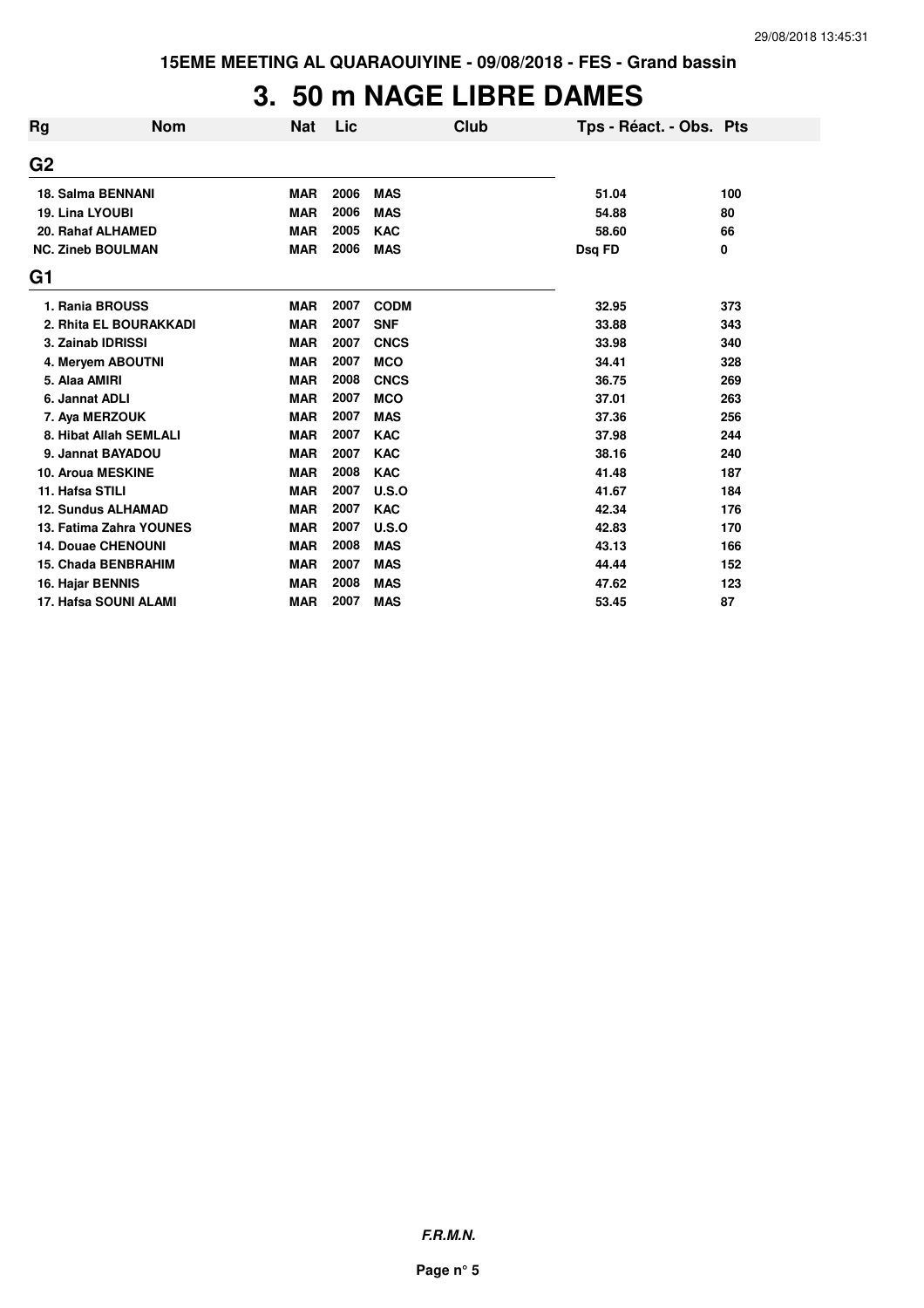15EME MEETING AL QUARAOUIYINE - 09/08/2018 - FES - Grand bassin

# 3. 50 m NAGE LIBRE DAMES

| Rg | Nom | Nat | Lic | Club | Tps - Réact. - Obs. | Pts |
|---|---|---|---|---|---|---|
| **G2** | | | | | | |
| 18. Salma BENNANI | | MAR | 2006 | MAS | 51.04 | 100 |
| 19. Lina LYOUBI | | MAR | 2006 | MAS | 54.88 | 80 |
| 20. Rahaf ALHAMED | | MAR | 2005 | KAC | 58.60 | 66 |
| NC. Zineb BOULMAN | | MAR | 2006 | MAS | Dsq FD | 0 |
| **G1** | | | | | | |
| 1. Rania BROUSS | | MAR | 2007 | CODM | 32.95 | 373 |
| 2. Rhita EL BOURAKKADI | | MAR | 2007 | SNF | 33.88 | 343 |
| 3. Zainab IDRISSI | | MAR | 2007 | CNCS | 33.98 | 340 |
| 4. Meryem ABOUTNI | | MAR | 2007 | MCO | 34.41 | 328 |
| 5. Alaa AMIRI | | MAR | 2008 | CNCS | 36.75 | 269 |
| 6. Jannat ADLI | | MAR | 2007 | MCO | 37.01 | 263 |
| 7. Aya MERZOUK | | MAR | 2007 | MAS | 37.36 | 256 |
| 8. Hibat Allah SEMLALI | | MAR | 2007 | KAC | 37.98 | 244 |
| 9. Jannat BAYADOU | | MAR | 2007 | KAC | 38.16 | 240 |
| 10. Aroua MESKINE | | MAR | 2008 | KAC | 41.48 | 187 |
| 11. Hafsa STILI | | MAR | 2007 | U.S.O | 41.67 | 184 |
| 12. Sundus ALHAMAD | | MAR | 2007 | KAC | 42.34 | 176 |
| 13. Fatima Zahra YOUNES | | MAR | 2007 | U.S.O | 42.83 | 170 |
| 14. Douae CHENOUNI | | MAR | 2008 | MAS | 43.13 | 166 |
| 15. Chada BENBRAHIM | | MAR | 2007 | MAS | 44.44 | 152 |
| 16. Hajar BENNIS | | MAR | 2008 | MAS | 47.62 | 123 |
| 17. Hafsa SOUNI ALAMI | | MAR | 2007 | MAS | 53.45 | 87 |

*F.R.M.N.*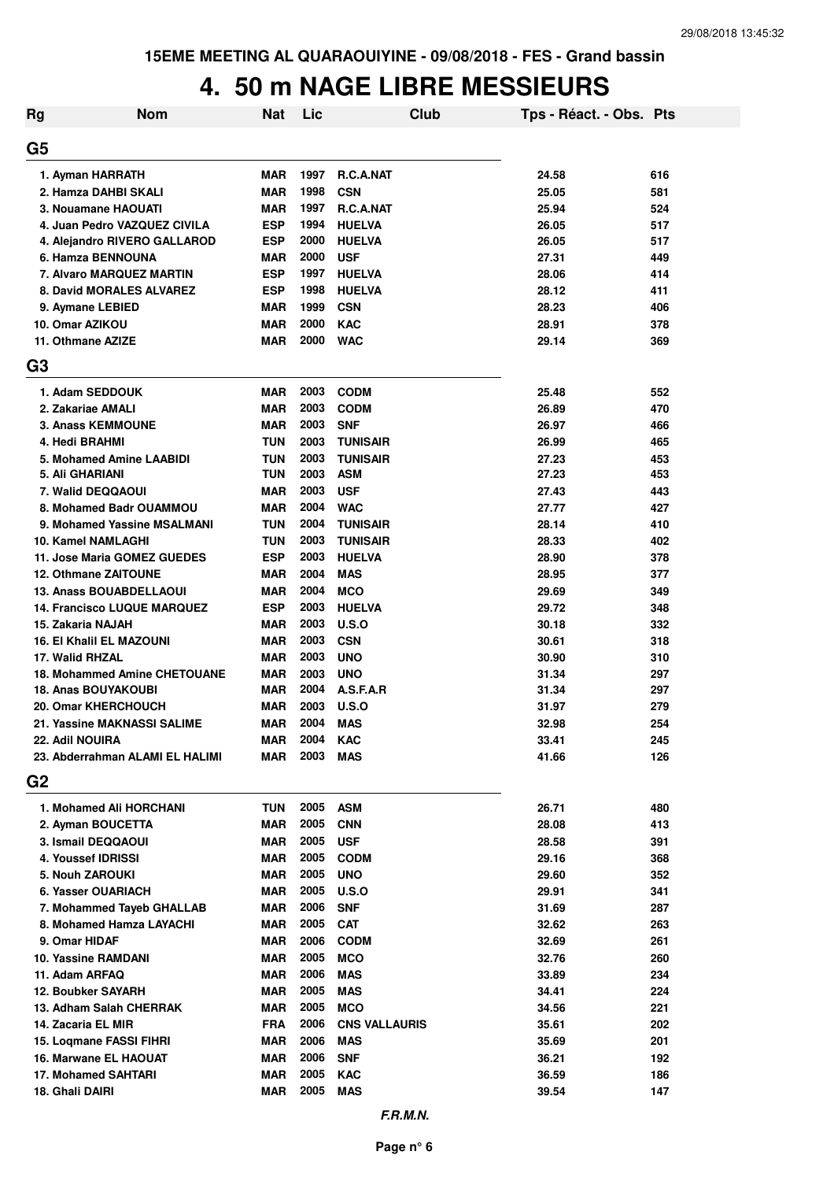15EME MEETING AL QUARAOUIYINE - 09/08/2018 - FES - Grand bassin

# 4. 50 m NAGE LIBRE MESSIEURS

| Rg | Nom | Nat | Lic | Club | Tps - Réact. - Obs. | Pts |
|---|---|---|---|---|---|---|
| **G5** | | | | | | |
| 1. | Ayman HARRATH | MAR | 1997 | R.C.A.NAT | 24.58 | 616 |
| 2. | Hamza DAHBI SKALI | MAR | 1998 | CSN | 25.05 | 581 |
| 3. | Nouamane HAOUATI | MAR | 1997 | R.C.A.NAT | 25.94 | 524 |
| 4. | Juan Pedro VAZQUEZ CIVILA | ESP | 1994 | HUELVA | 26.05 | 517 |
| 4. | Alejandro RIVERO GALLAROD | ESP | 2000 | HUELVA | 26.05 | 517 |
| 6. | Hamza BENNOUNA | MAR | 2000 | USF | 27.31 | 449 |
| 7. | Alvaro MARQUEZ MARTIN | ESP | 1997 | HUELVA | 28.06 | 414 |
| 8. | David MORALES ALVAREZ | ESP | 1998 | HUELVA | 28.12 | 411 |
| 9. | Aymane LEBIED | MAR | 1999 | CSN | 28.23 | 406 |
| 10. | Omar AZIKOU | MAR | 2000 | KAC | 28.91 | 378 |
| 11. | Othmane AZIZE | MAR | 2000 | WAC | 29.14 | 369 |
| **G3** | | | | | | |
| 1. | Adam SEDDOUK | MAR | 2003 | CODM | 25.48 | 552 |
| 2. | Zakariae AMALI | MAR | 2003 | CODM | 26.89 | 470 |
| 3. | Anass KEMMOUNE | MAR | 2003 | SNF | 26.97 | 466 |
| 4. | Hedi BRAHMI | TUN | 2003 | TUNISAIR | 26.99 | 465 |
| 5. | Mohamed Amine LAABIDI | TUN | 2003 | TUNISAIR | 27.23 | 453 |
| 5. | Ali GHARIANI | TUN | 2003 | ASM | 27.23 | 453 |
| 7. | Walid DEQQAOUI | MAR | 2003 | USF | 27.43 | 443 |
| 8. | Mohamed Badr OUAMMOU | MAR | 2004 | WAC | 27.77 | 427 |
| 9. | Mohamed Yassine MSALMANI | TUN | 2004 | TUNISAIR | 28.14 | 410 |
| 10. | Kamel NAMLAGHI | TUN | 2003 | TUNISAIR | 28.33 | 402 |
| 11. | Jose Maria GOMEZ GUEDES | ESP | 2003 | HUELVA | 28.90 | 378 |
| 12. | Othmane ZAITOUNE | MAR | 2004 | MAS | 28.95 | 377 |
| 13. | Anass BOUABDELLAOUI | MAR | 2004 | MCO | 29.69 | 349 |
| 14. | Francisco LUQUE MARQUEZ | ESP | 2003 | HUELVA | 29.72 | 348 |
| 15. | Zakaria NAJAH | MAR | 2003 | U.S.O | 30.18 | 332 |
| 16. | El Khalil EL MAZOUNI | MAR | 2003 | CSN | 30.61 | 318 |
| 17. | Walid RHZAL | MAR | 2003 | UNO | 30.90 | 310 |
| 18. | Mohammed Amine CHETOUANE | MAR | 2003 | UNO | 31.34 | 297 |
| 18. | Anas BOUYAKOUBI | MAR | 2004 | A.S.F.A.R | 31.34 | 297 |
| 20. | Omar KHERCHOUCH | MAR | 2003 | U.S.O | 31.97 | 279 |
| 21. | Yassine MAKNASSI SALIME | MAR | 2004 | MAS | 32.98 | 254 |
| 22. | Adil NOUIRA | MAR | 2004 | KAC | 33.41 | 245 |
| 23. | Abderrahman ALAMI EL HALIMI | MAR | 2003 | MAS | 41.66 | 126 |
| **G2** | | | | | | |
| 1. | Mohamed Ali HORCHANI | TUN | 2005 | ASM | 26.71 | 480 |
| 2. | Ayman BOUCETTA | MAR | 2005 | CNN | 28.08 | 413 |
| 3. | Ismail DEQQAOUI | MAR | 2005 | USF | 28.58 | 391 |
| 4. | Youssef IDRISSI | MAR | 2005 | CODM | 29.16 | 368 |
| 5. | Nouh ZAROUKI | MAR | 2005 | UNO | 29.60 | 352 |
| 6. | Yasser OUARIACH | MAR | 2005 | U.S.O | 29.91 | 341 |
| 7. | Mohammed Tayeb GHALLAB | MAR | 2006 | SNF | 31.69 | 287 |
| 8. | Mohamed Hamza LAYACHI | MAR | 2005 | CAT | 32.62 | 263 |
| 9. | Omar HIDAF | MAR | 2006 | CODM | 32.69 | 261 |
| 10. | Yassine RAMDANI | MAR | 2005 | MCO | 32.76 | 260 |
| 11. | Adam ARFAQ | MAR | 2006 | MAS | 33.89 | 234 |
| 12. | Boubker SAYARH | MAR | 2005 | MAS | 34.41 | 224 |
| 13. | Adham Salah CHERRAK | MAR | 2005 | MCO | 34.56 | 221 |
| 14. | Zacaria EL MIR | FRA | 2006 | CNS VALLAURIS | 35.61 | 202 |
| 15. | Loqmane FASSI FIHRI | MAR | 2006 | MAS | 35.69 | 201 |
| 16. | Marwane EL HAOUAT | MAR | 2006 | SNF | 36.21 | 192 |
| 17. | Mohamed SAHTARI | MAR | 2005 | KAC | 36.59 | 186 |
| 18. | Ghali DAIRI | MAR | 2005 | MAS | 39.54 | 147 |

*F.R.M.N.*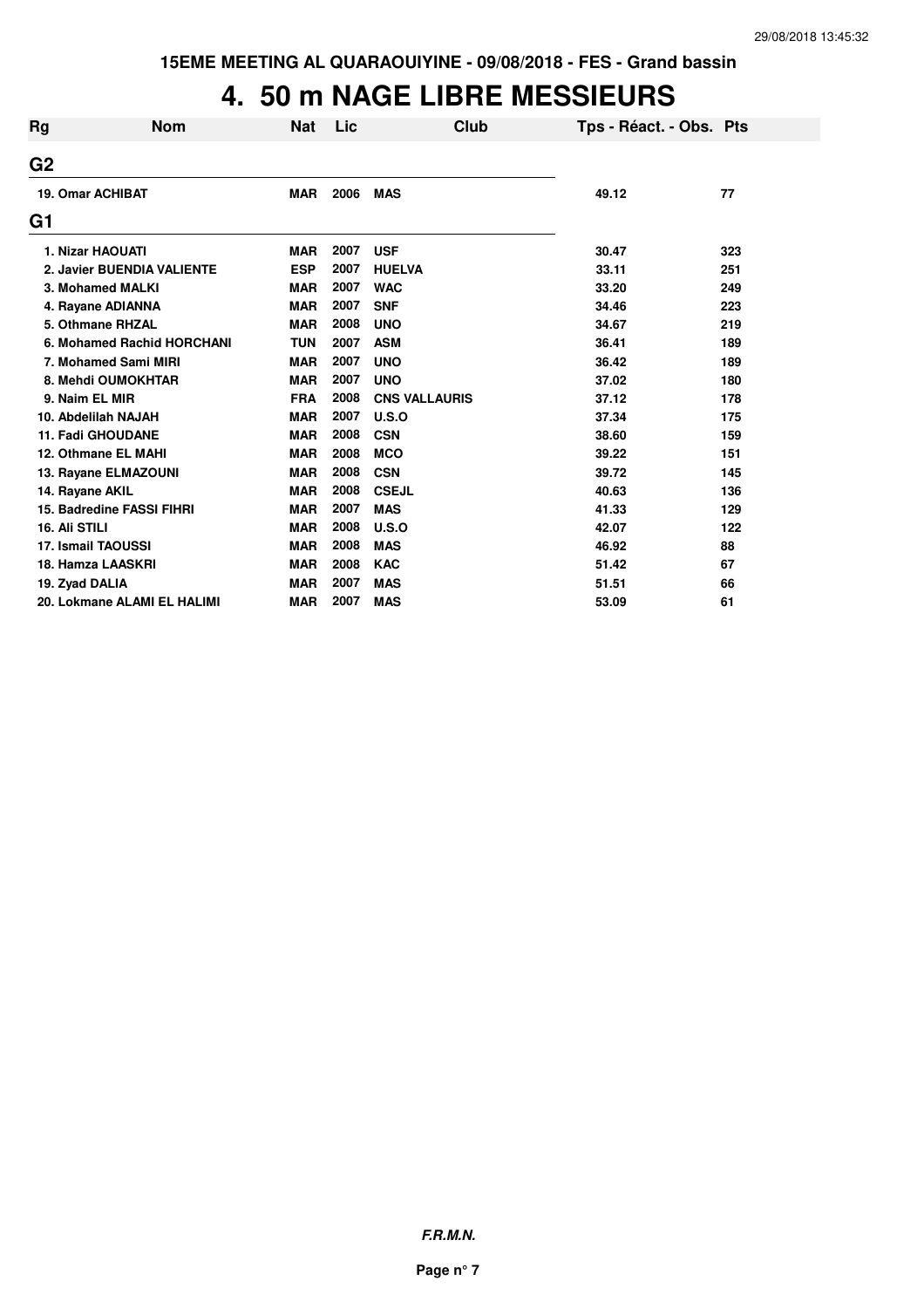15EME MEETING AL QUARAOUIYINE - 09/08/2018 - FES - Grand bassin

# 4. 50 m NAGE LIBRE MESSIEURS

| Rg | Nom | Nat | Lic | Club | Tps - Réact. - Obs. | Pts |
|---|---|---|---|---|---|---|
| **G2** | | | | | | |
| 19. | Omar ACHIBAT | MAR | 2006 | MAS | 49.12 | 77 |
| **G1** | | | | | | |
| 1. | Nizar HAOUATI | MAR | 2007 | USF | 30.47 | 323 |
| 2. | Javier BUENDIA VALIENTE | ESP | 2007 | HUELVA | 33.11 | 251 |
| 3. | Mohamed MALKI | MAR | 2007 | WAC | 33.20 | 249 |
| 4. | Rayane ADIANNA | MAR | 2007 | SNF | 34.46 | 223 |
| 5. | Othmane RHZAL | MAR | 2008 | UNO | 34.67 | 219 |
| 6. | Mohamed Rachid HORCHANI | TUN | 2007 | ASM | 36.41 | 189 |
| 7. | Mohamed Sami MIRI | MAR | 2007 | UNO | 36.42 | 189 |
| 8. | Mehdi OUMOKHTAR | MAR | 2007 | UNO | 37.02 | 180 |
| 9. | Naim EL MIR | FRA | 2008 | CNS VALLAURIS | 37.12 | 178 |
| 10. | Abdelilah NAJAH | MAR | 2007 | U.S.O | 37.34 | 175 |
| 11. | Fadi GHOUDANE | MAR | 2008 | CSN | 38.60 | 159 |
| 12. | Othmane EL MAHI | MAR | 2008 | MCO | 39.22 | 151 |
| 13. | Rayane ELMAZOUNI | MAR | 2008 | CSN | 39.72 | 145 |
| 14. | Rayane AKIL | MAR | 2008 | CSEJL | 40.63 | 136 |
| 15. | Badredine FASSI FIHRI | MAR | 2007 | MAS | 41.33 | 129 |
| 16. | Ali STILI | MAR | 2008 | U.S.O | 42.07 | 122 |
| 17. | Ismail TAOUSSI | MAR | 2008 | MAS | 46.92 | 88 |
| 18. | Hamza LAASKRI | MAR | 2008 | KAC | 51.42 | 67 |
| 19. | Zyad DALIA | MAR | 2007 | MAS | 51.51 | 66 |
| 20. | Lokmane ALAMI EL HALIMI | MAR | 2007 | MAS | 53.09 | 61 |

***F.R.M.N.***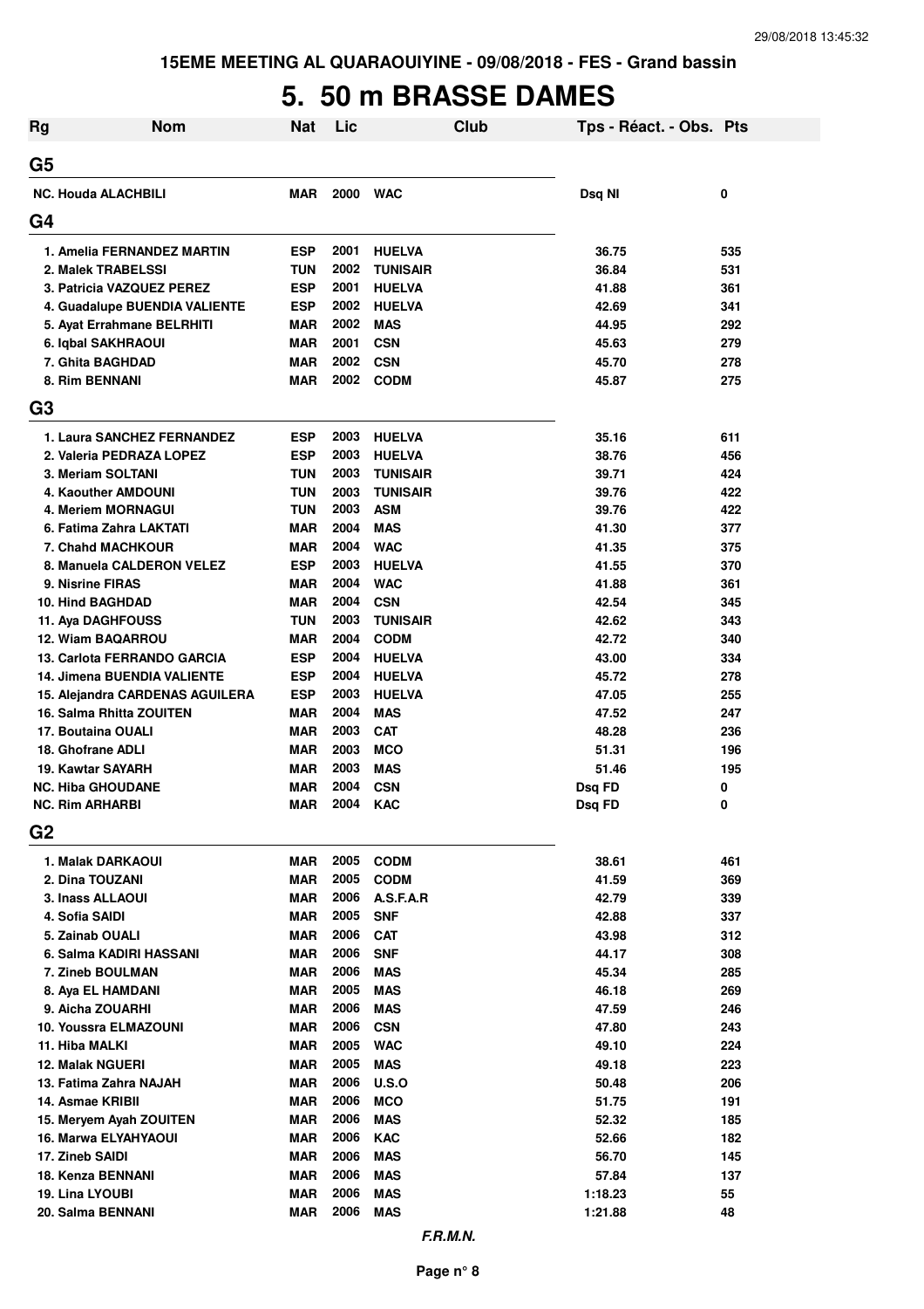# 5. 50 m BRASSE DAMES

| Rg | Nom | Nat | Lic | Club | Tps - Réact. - Obs. | Pts |
|---|---|---|---|---|---|---|
| **G5** | | | | | | |
| NC. Houda ALACHBILI | | MAR | 2000 | WAC | Dsq NI | 0 |
| **G4** | | | | | | |
| 1. | Amelia FERNANDEZ MARTIN | ESP | 2001 | HUELVA | 36.75 | 535 |
| 2. | Malek TRABELSSI | TUN | 2002 | TUNISAIR | 36.84 | 531 |
| 3. | Patricia VAZQUEZ PEREZ | ESP | 2001 | HUELVA | 41.88 | 361 |
| 4. | Guadalupe BUENDIA VALIENTE | ESP | 2002 | HUELVA | 42.69 | 341 |
| 5. | Ayat Errahmane BELRHITI | MAR | 2002 | MAS | 44.95 | 292 |
| 6. | Iqbal SAKHRAOUI | MAR | 2001 | CSN | 45.63 | 279 |
| 7. | Ghita BAGHDAD | MAR | 2002 | CSN | 45.70 | 278 |
| 8. | Rim BENNANI | MAR | 2002 | CODM | 45.87 | 275 |
| **G3** | | | | | | |
| 1. | Laura SANCHEZ FERNANDEZ | ESP | 2003 | HUELVA | 35.16 | 611 |
| 2. | Valeria PEDRAZA LOPEZ | ESP | 2003 | HUELVA | 38.76 | 456 |
| 3. | Meriam SOLTANI | TUN | 2003 | TUNISAIR | 39.71 | 424 |
| 4. | Kaouther AMDOUNI | TUN | 2003 | TUNISAIR | 39.76 | 422 |
| 4. | Meriem MORNAGUI | TUN | 2003 | ASM | 39.76 | 422 |
| 6. | Fatima Zahra LAKTATI | MAR | 2004 | MAS | 41.30 | 377 |
| 7. | Chahd MACHKOUR | MAR | 2004 | WAC | 41.35 | 375 |
| 8. | Manuela CALDERON VELEZ | ESP | 2003 | HUELVA | 41.55 | 370 |
| 9. | Nisrine FIRAS | MAR | 2004 | WAC | 41.88 | 361 |
| 10. | Hind BAGHDAD | MAR | 2004 | CSN | 42.54 | 345 |
| 11. | Aya DAGHFOUSS | TUN | 2003 | TUNISAIR | 42.62 | 343 |
| 12. | Wiam BAQARROU | MAR | 2004 | CODM | 42.72 | 340 |
| 13. | Carlota FERRANDO GARCIA | ESP | 2004 | HUELVA | 43.00 | 334 |
| 14. | Jimena BUENDIA VALIENTE | ESP | 2004 | HUELVA | 45.72 | 278 |
| 15. | Alejandra CARDENAS AGUILERA | ESP | 2003 | HUELVA | 47.05 | 255 |
| 16. | Salma Rhitta ZOUITEN | MAR | 2004 | MAS | 47.52 | 247 |
| 17. | Boutaina OUALI | MAR | 2003 | CAT | 48.28 | 236 |
| 18. | Ghofrane ADLI | MAR | 2003 | MCO | 51.31 | 196 |
| 19. | Kawtar SAYARH | MAR | 2003 | MAS | 51.46 | 195 |
| NC. | Hiba GHOUDANE | MAR | 2004 | CSN | Dsq FD | 0 |
| NC. | Rim ARHARBI | MAR | 2004 | KAC | Dsq FD | 0 |
| **G2** | | | | | | |
| 1. | Malak DARKAOUI | MAR | 2005 | CODM | 38.61 | 461 |
| 2. | Dina TOUZANI | MAR | 2005 | CODM | 41.59 | 369 |
| 3. | Inass ALLAOUI | MAR | 2006 | A.S.F.A.R | 42.79 | 339 |
| 4. | Sofia SAIDI | MAR | 2005 | SNF | 42.88 | 337 |
| 5. | Zainab OUALI | MAR | 2006 | CAT | 43.98 | 312 |
| 6. | Salma KADIRI HASSANI | MAR | 2006 | SNF | 44.17 | 308 |
| 7. | Zineb BOULMAN | MAR | 2006 | MAS | 45.34 | 285 |
| 8. | Aya EL HAMDANI | MAR | 2005 | MAS | 46.18 | 269 |
| 9. | Aicha ZOUARHI | MAR | 2006 | MAS | 47.59 | 246 |
| 10. | Youssra ELMAZOUNI | MAR | 2006 | CSN | 47.80 | 243 |
| 11. | Hiba MALKI | MAR | 2005 | WAC | 49.10 | 224 |
| 12. | Malak NGUERI | MAR | 2005 | MAS | 49.18 | 223 |
| 13. | Fatima Zahra NAJAH | MAR | 2006 | U.S.O | 50.48 | 206 |
| 14. | Asmae KRIBII | MAR | 2006 | MCO | 51.75 | 191 |
| 15. | Meryem Ayah ZOUITEN | MAR | 2006 | MAS | 52.32 | 185 |
| 16. | Marwa ELYAHYAOUI | MAR | 2006 | KAC | 52.66 | 182 |
| 17. | Zineb SAIDI | MAR | 2006 | MAS | 56.70 | 145 |
| 18. | Kenza BENNANI | MAR | 2006 | MAS | 57.84 | 137 |
| 19. | Lina LYOUBI | MAR | 2006 | MAS | 1:18.23 | 55 |
| 20. | Salma BENNANI | MAR | 2006 | MAS | 1:21.88 | 48 |

*F.R.M.N.*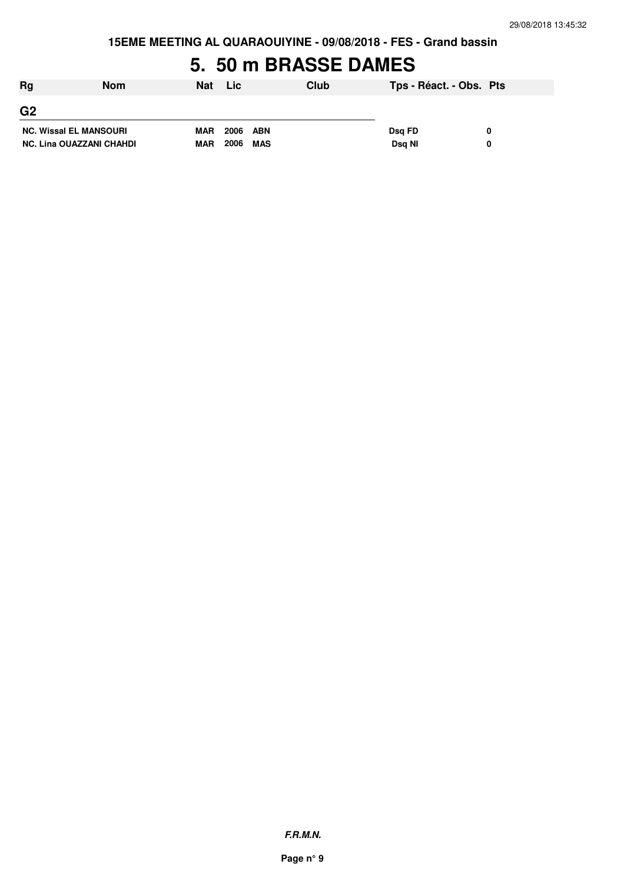**15EME MEETING AL QUARAOUIYINE - 09/08/2018 - FES - Grand bassin**

# 5. 50 m BRASSE DAMES

| Rg | Nom | Nat | Lic | Club | Tps - Réact. - Obs. | Pts |
|---|---|---|---|---|---|---|
| **G2** | | | | | | |
| NC. | Wissal EL MANSOURI | MAR | 2006 | ABN | Dsq FD | 0 |
| NC. | Lina OUAZZANI CHAHDI | MAR | 2006 | MAS | Dsq NI | 0 |

***F.R.M.N.***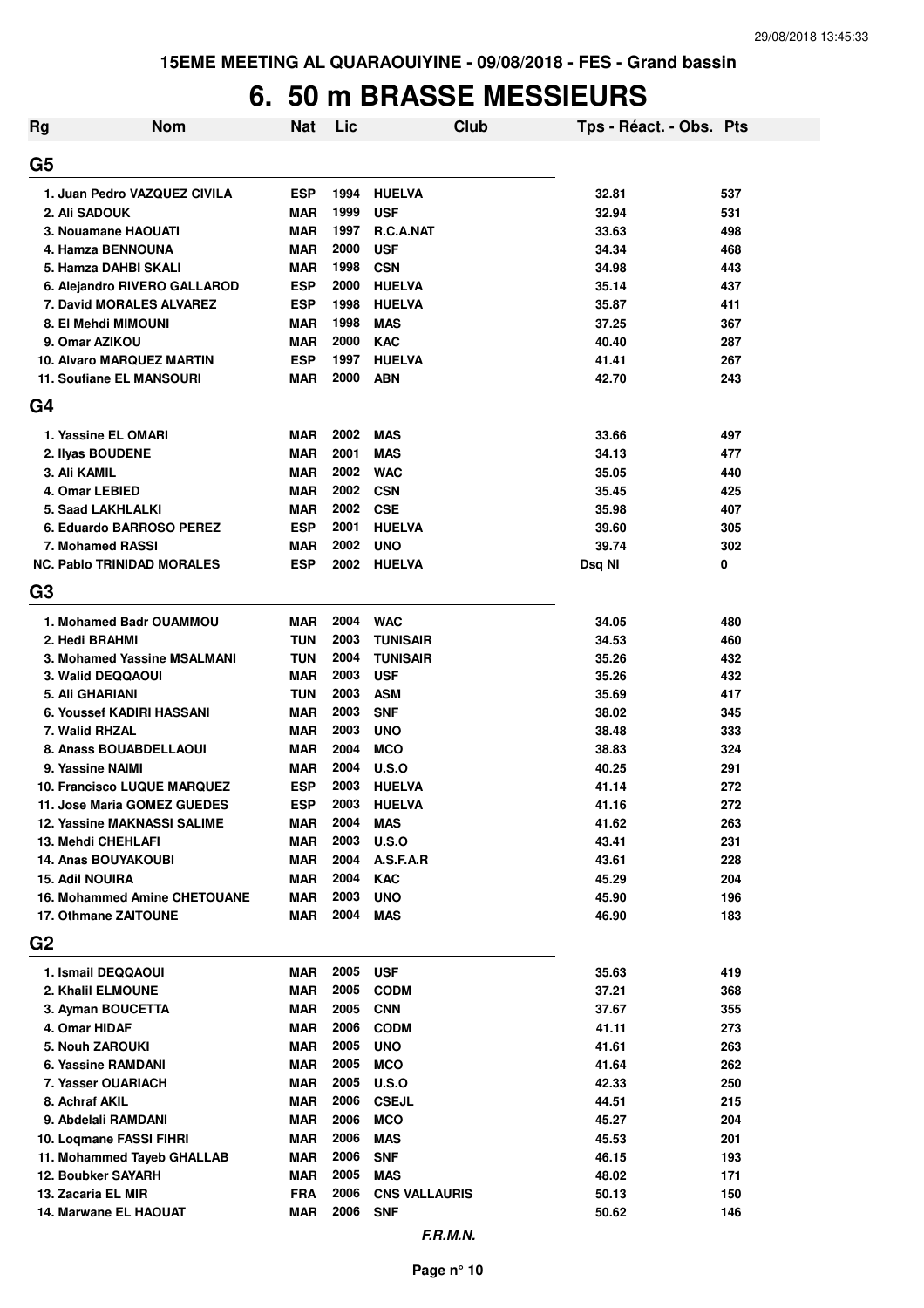15EME MEETING AL QUARAOUIYINE - 09/08/2018 - FES - Grand bassin

# 6. 50 m BRASSE MESSIEURS

| Rg | Nom | Nat | Lic | Club | Tps - Réact. - Obs. | Pts |
|---|---|---|---|---|---|---|
| **G5** | | | | | | |
| 1. | Juan Pedro VAZQUEZ CIVILA | ESP | 1994 | HUELVA | 32.81 | 537 |
| 2. | Ali SADOUK | MAR | 1999 | USF | 32.94 | 531 |
| 3. | Nouamane HAOUATI | MAR | 1997 | R.C.A.NAT | 33.63 | 498 |
| 4. | Hamza BENNOUNA | MAR | 2000 | USF | 34.34 | 468 |
| 5. | Hamza DAHBI SKALI | MAR | 1998 | CSN | 34.98 | 443 |
| 6. | Alejandro RIVERO GALLAROD | ESP | 2000 | HUELVA | 35.14 | 437 |
| 7. | David MORALES ALVAREZ | ESP | 1998 | HUELVA | 35.87 | 411 |
| 8. | El Mehdi MIMOUNI | MAR | 1998 | MAS | 37.25 | 367 |
| 9. | Omar AZIKOU | MAR | 2000 | KAC | 40.40 | 287 |
| 10. | Alvaro MARQUEZ MARTIN | ESP | 1997 | HUELVA | 41.41 | 267 |
| 11. | Soufiane EL MANSOURI | MAR | 2000 | ABN | 42.70 | 243 |
| **G4** | | | | | | |
| 1. | Yassine EL OMARI | MAR | 2002 | MAS | 33.66 | 497 |
| 2. | Ilyas BOUDENE | MAR | 2001 | MAS | 34.13 | 477 |
| 3. | Ali KAMIL | MAR | 2002 | WAC | 35.05 | 440 |
| 4. | Omar LEBIED | MAR | 2002 | CSN | 35.45 | 425 |
| 5. | Saad LAKHLALKI | MAR | 2002 | CSE | 35.98 | 407 |
| 6. | Eduardo BARROSO PEREZ | ESP | 2001 | HUELVA | 39.60 | 305 |
| 7. | Mohamed RASSI | MAR | 2002 | UNO | 39.74 | 302 |
| NC. | Pablo TRINIDAD MORALES | ESP | 2002 | HUELVA | Dsq NI | 0 |
| **G3** | | | | | | |
| 1. | Mohamed Badr OUAMMOU | MAR | 2004 | WAC | 34.05 | 480 |
| 2. | Hedi BRAHMI | TUN | 2003 | TUNISAIR | 34.53 | 460 |
| 3. | Mohamed Yassine MSALMANI | TUN | 2004 | TUNISAIR | 35.26 | 432 |
| 3. | Walid DEQQAOUI | MAR | 2003 | USF | 35.26 | 432 |
| 5. | Ali GHARIANI | TUN | 2003 | ASM | 35.69 | 417 |
| 6. | Youssef KADIRI HASSANI | MAR | 2003 | SNF | 38.02 | 345 |
| 7. | Walid RHZAL | MAR | 2003 | UNO | 38.48 | 333 |
| 8. | Anass BOUABDELLAOUI | MAR | 2004 | MCO | 38.83 | 324 |
| 9. | Yassine NAIMI | MAR | 2004 | U.S.O | 40.25 | 291 |
| 10. | Francisco LUQUE MARQUEZ | ESP | 2003 | HUELVA | 41.14 | 272 |
| 11. | Jose Maria GOMEZ GUEDES | ESP | 2003 | HUELVA | 41.16 | 272 |
| 12. | Yassine MAKNASSI SALIME | MAR | 2004 | MAS | 41.62 | 263 |
| 13. | Mehdi CHEHLAFI | MAR | 2003 | U.S.O | 43.41 | 231 |
| 14. | Anas BOUYAKOUBI | MAR | 2004 | A.S.F.A.R | 43.61 | 228 |
| 15. | Adil NOUIRA | MAR | 2004 | KAC | 45.29 | 204 |
| 16. | Mohammed Amine CHETOUANE | MAR | 2003 | UNO | 45.90 | 196 |
| 17. | Othmane ZAITOUNE | MAR | 2004 | MAS | 46.90 | 183 |
| **G2** | | | | | | |
| 1. | Ismail DEQQAOUI | MAR | 2005 | USF | 35.63 | 419 |
| 2. | Khalil ELMOUNE | MAR | 2005 | CODM | 37.21 | 368 |
| 3. | Ayman BOUCETTA | MAR | 2005 | CNN | 37.67 | 355 |
| 4. | Omar HIDAF | MAR | 2006 | CODM | 41.11 | 273 |
| 5. | Nouh ZAROUKI | MAR | 2005 | UNO | 41.61 | 263 |
| 6. | Yassine RAMDANI | MAR | 2005 | MCO | 41.64 | 262 |
| 7. | Yasser OUARIACH | MAR | 2005 | U.S.O | 42.33 | 250 |
| 8. | Achraf AKIL | MAR | 2006 | CSEJL | 44.51 | 215 |
| 9. | Abdelali RAMDANI | MAR | 2006 | MCO | 45.27 | 204 |
| 10. | Loqmane FASSI FIHRI | MAR | 2006 | MAS | 45.53 | 201 |
| 11. | Mohammed Tayeb GHALLAB | MAR | 2006 | SNF | 46.15 | 193 |
| 12. | Boubker SAYARH | MAR | 2005 | MAS | 48.02 | 171 |
| 13. | Zacaria EL MIR | FRA | 2006 | CNS VALLAURIS | 50.13 | 150 |
| 14. | Marwane EL HAOUAT | MAR | 2006 | SNF | 50.62 | 146 |

*F.R.M.N.*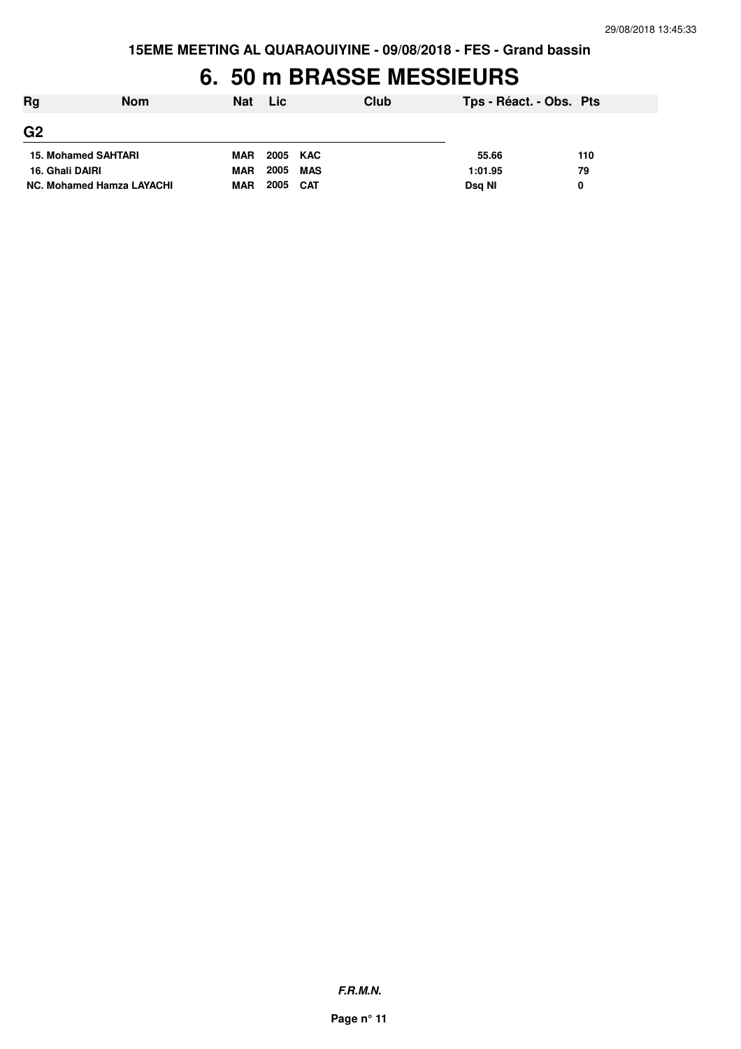# 6. 50 m BRASSE MESSIEURS

| Rg | Nom | Nat | Lic | Club | Tps - Réact. - Obs. | Pts |
|---|---|---|---|---|---|---|
| **G2** | | | | | | |
| 15. | Mohamed SAHTARI | MAR | 2005 | KAC | 55.66 | 110 |
| 16. | Ghali DAIRI | MAR | 2005 | MAS | 1:01.95 | 79 |
| NC. | Mohamed Hamza LAYACHI | MAR | 2005 | CAT | Dsq NI | 0 |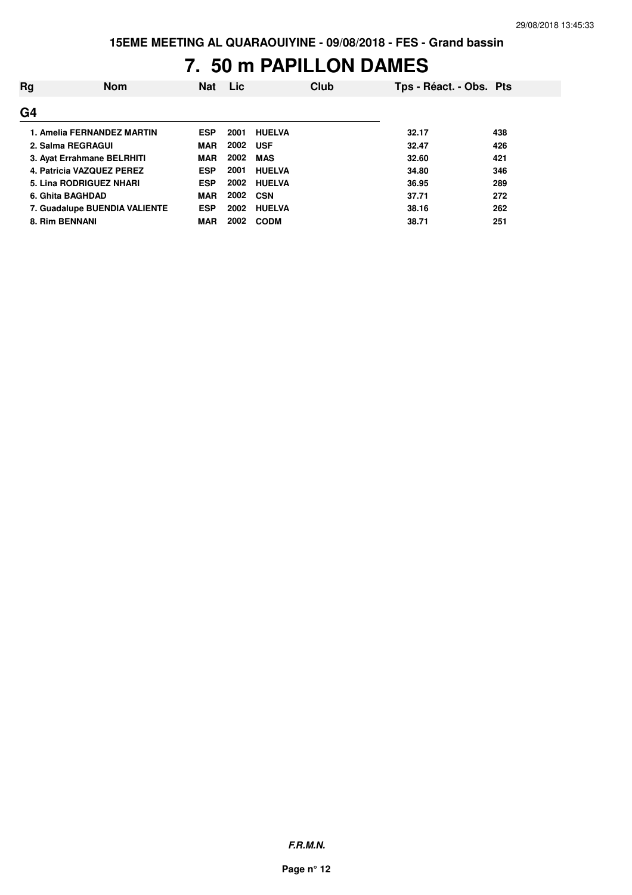# 7. 50 m PAPILLON DAMES

| Rg | Nom | Nat | Lic | Club | Tps - Réact. - Obs. | Pts |
|---|---|---|---|---|---|---|
| **G4** | | | | | | |
| 1. | Amelia FERNANDEZ MARTIN | ESP | 2001 | HUELVA | 32.17 | 438 |
| 2. | Salma REGRAGUI | MAR | 2002 | USF | 32.47 | 426 |
| 3. | Ayat Errahmane BELRHITI | MAR | 2002 | MAS | 32.60 | 421 |
| 4. | Patricia VAZQUEZ PEREZ | ESP | 2001 | HUELVA | 34.80 | 346 |
| 5. | Lina RODRIGUEZ NHARI | ESP | 2002 | HUELVA | 36.95 | 289 |
| 6. | Ghita BAGHDAD | MAR | 2002 | CSN | 37.71 | 272 |
| 7. | Guadalupe BUENDIA VALIENTE | ESP | 2002 | HUELVA | 38.16 | 262 |
| 8. | Rim BENNANI | MAR | 2002 | CODM | 38.71 | 251 |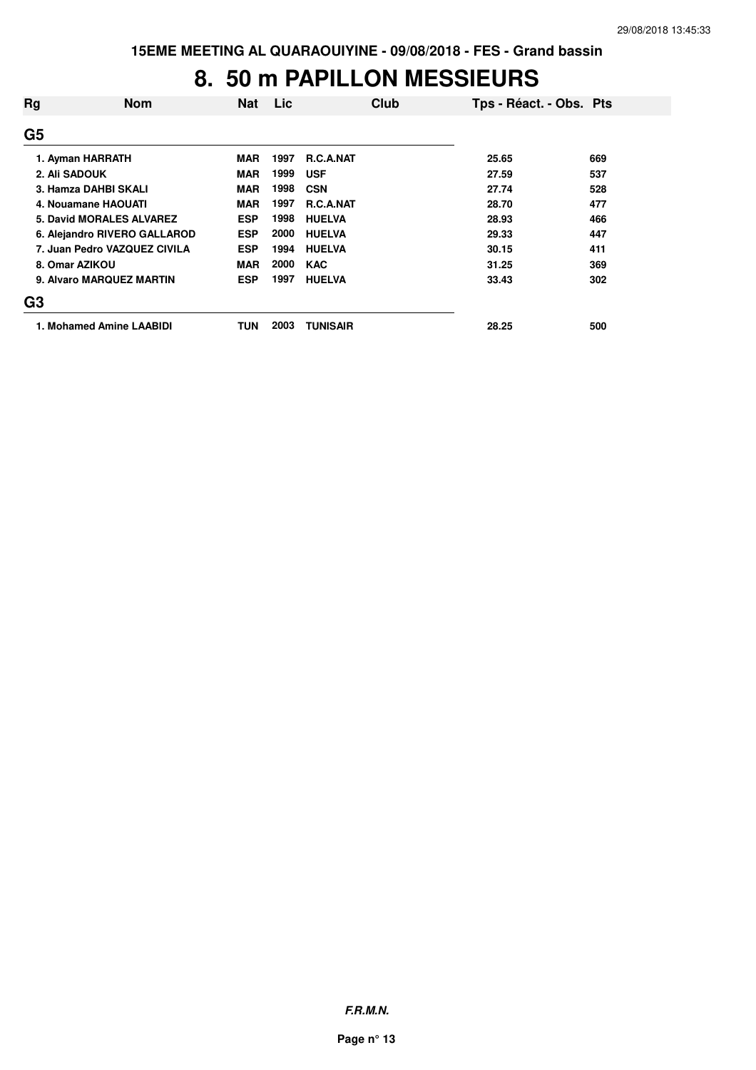# 8. 50 m PAPILLON MESSIEURS

| Rg | Nom | Nat | Lic | Club | Tps - Réact. - Obs. | Pts |
|---|---|---|---|---|---|---|
| **G5** | | | | | | |
| 1. | Ayman HARRATH | MAR | 1997 | R.C.A.NAT | 25.65 | 669 |
| 2. | Ali SADOUK | MAR | 1999 | USF | 27.59 | 537 |
| 3. | Hamza DAHBI SKALI | MAR | 1998 | CSN | 27.74 | 528 |
| 4. | Nouamane HAOUATI | MAR | 1997 | R.C.A.NAT | 28.70 | 477 |
| 5. | David MORALES ALVAREZ | ESP | 1998 | HUELVA | 28.93 | 466 |
| 6. | Alejandro RIVERO GALLAROD | ESP | 2000 | HUELVA | 29.33 | 447 |
| 7. | Juan Pedro VAZQUEZ CIVILA | ESP | 1994 | HUELVA | 30.15 | 411 |
| 8. | Omar AZIKOU | MAR | 2000 | KAC | 31.25 | 369 |
| 9. | Alvaro MARQUEZ MARTIN | ESP | 1997 | HUELVA | 33.43 | 302 |
| **G3** | | | | | | |
| 1. | Mohamed Amine LAABIDI | TUN | 2003 | TUNISAIR | 28.25 | 500 |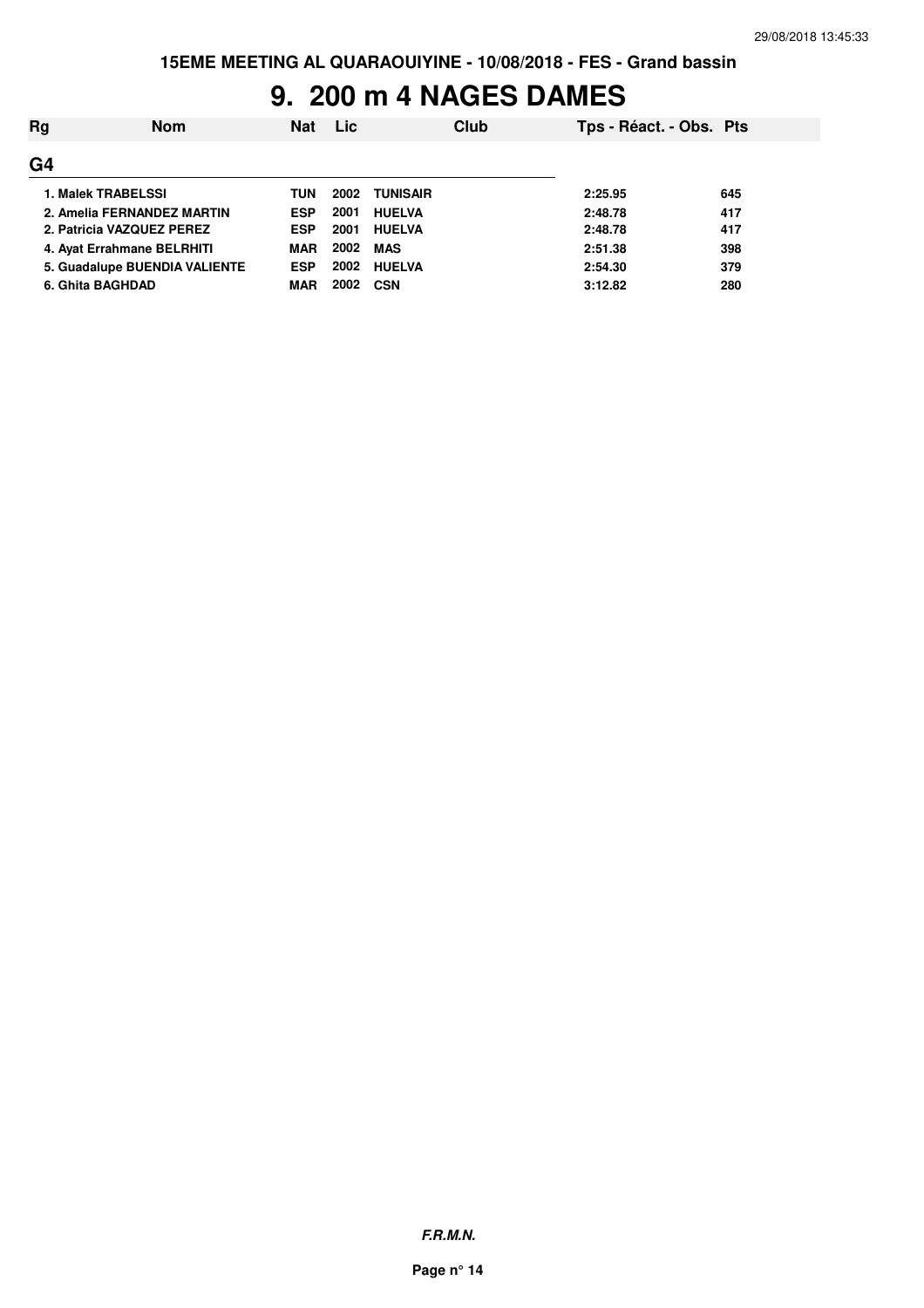# 9. 200 m 4 NAGES DAMES

| Rg | Nom | Nat | Lic | Club | Tps - Réact. - Obs. | Pts |
|---|---|---|---|---|---|---|
| **G4** | | | | | | |
| 1. | Malek TRABELSSI | TUN | 2002 | TUNISAIR | 2:25.95 | 645 |
| 2. | Amelia FERNANDEZ MARTIN | ESP | 2001 | HUELVA | 2:48.78 | 417 |
| 2. | Patricia VAZQUEZ PEREZ | ESP | 2001 | HUELVA | 2:48.78 | 417 |
| 4. | Ayat Errahmane BELRHITI | MAR | 2002 | MAS | 2:51.38 | 398 |
| 5. | Guadalupe BUENDIA VALIENTE | ESP | 2002 | HUELVA | 2:54.30 | 379 |
| 6. | Ghita BAGHDAD | MAR | 2002 | CSN | 3:12.82 | 280 |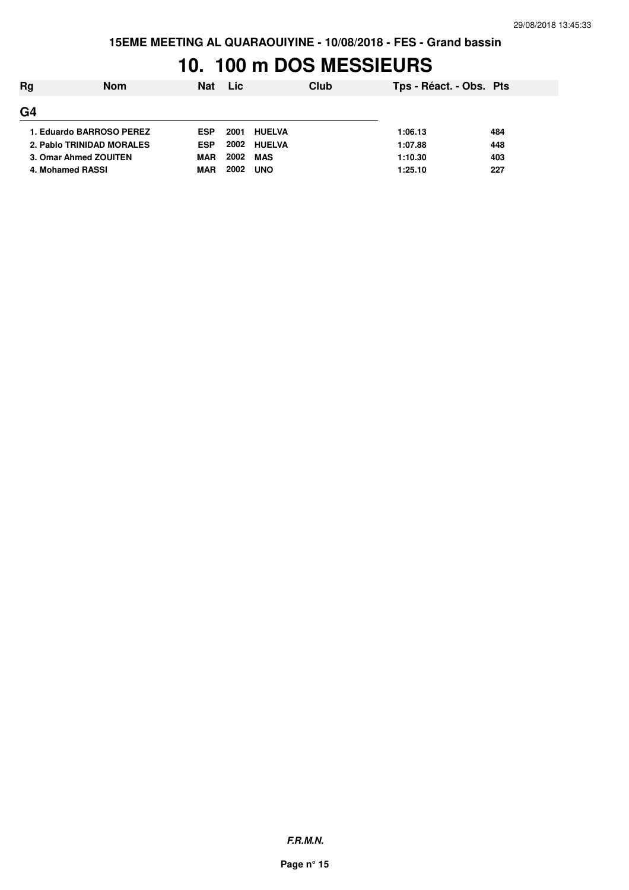# 10. 100 m DOS MESSIEURS

| Rg | Nom | Nat | Lic | Club | Tps - Réact. - Obs. | Pts |
|---|---|---|---|---|---|---|
| **G4** | | | | | | |
| 1. | Eduardo BARROSO PEREZ | ESP | 2001 | HUELVA | 1:06.13 | 484 |
| 2. | Pablo TRINIDAD MORALES | ESP | 2002 | HUELVA | 1:07.88 | 448 |
| 3. | Omar Ahmed ZOUITEN | MAR | 2002 | MAS | 1:10.30 | 403 |
| 4. | Mohamed RASSI | MAR | 2002 | UNO | 1:25.10 | 227 |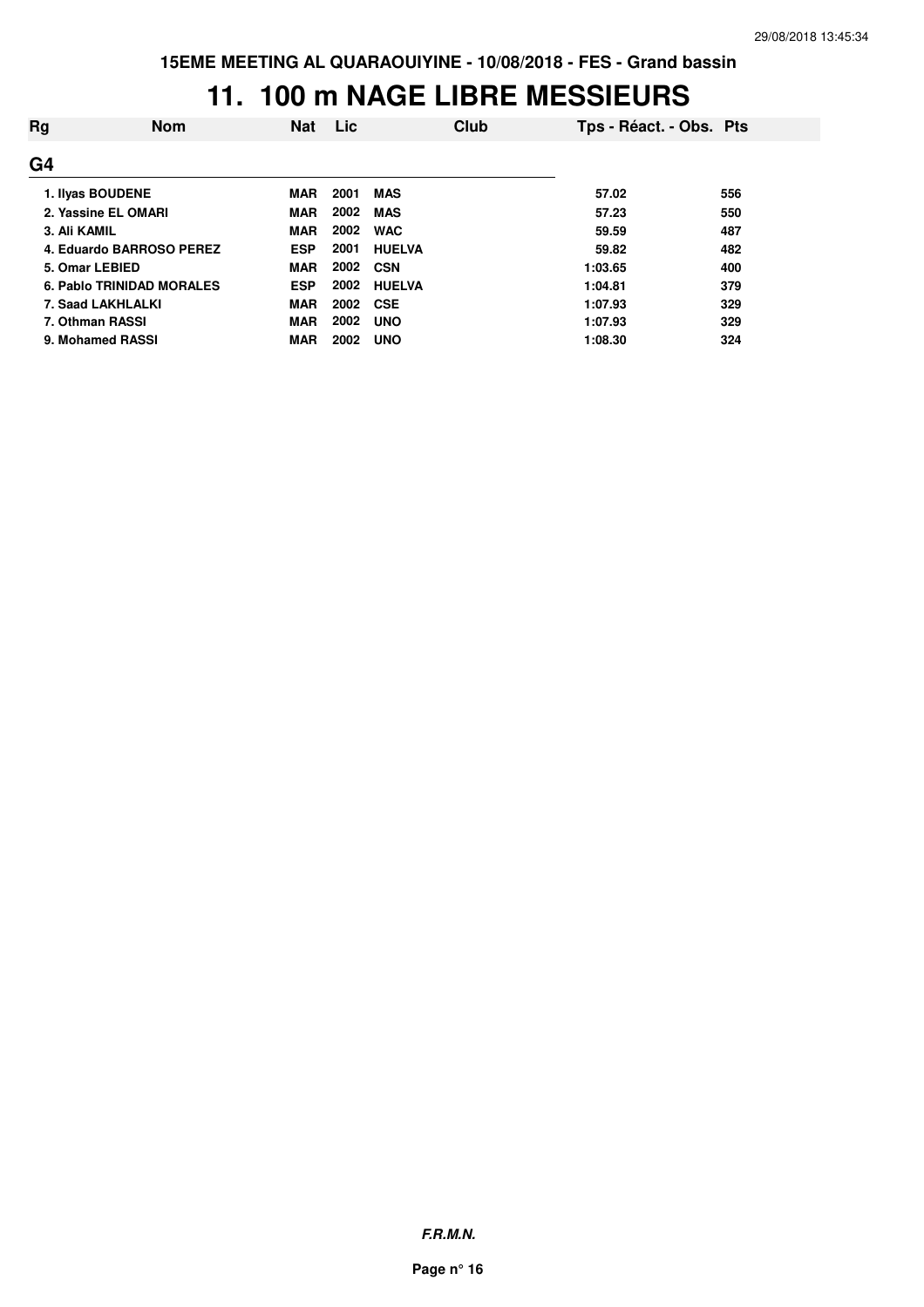# 11. 100 m NAGE LIBRE MESSIEURS

| Rg | Nom | Nat | Lic | Club | Tps - Réact. - Obs. | Pts |
|---|---|---|---|---|---|---|
| **G4** | | | | | | |
| 1. | Ilyas BOUDENE | MAR | 2001 | MAS | 57.02 | 556 |
| 2. | Yassine EL OMARI | MAR | 2002 | MAS | 57.23 | 550 |
| 3. | Ali KAMIL | MAR | 2002 | WAC | 59.59 | 487 |
| 4. | Eduardo BARROSO PEREZ | ESP | 2001 | HUELVA | 59.82 | 482 |
| 5. | Omar LEBIED | MAR | 2002 | CSN | 1:03.65 | 400 |
| 6. | Pablo TRINIDAD MORALES | ESP | 2002 | HUELVA | 1:04.81 | 379 |
| 7. | Saad LAKHLALKI | MAR | 2002 | CSE | 1:07.93 | 329 |
| 7. | Othman RASSI | MAR | 2002 | UNO | 1:07.93 | 329 |
| 9. | Mohamed RASSI | MAR | 2002 | UNO | 1:08.30 | 324 |